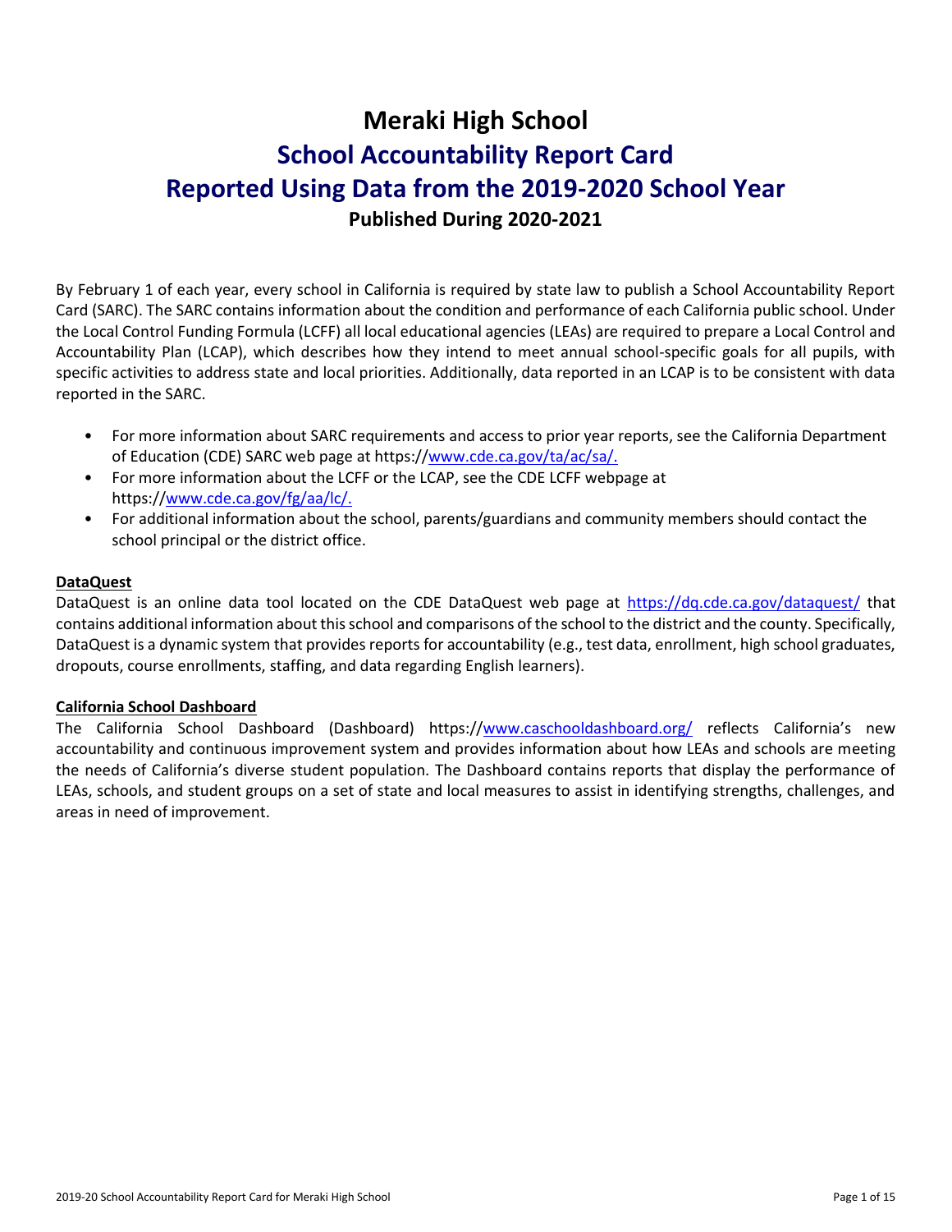# Meraki High School

## School Accountability Report Card

## Reported Using Data from the 2019-2020 School Year

### Published During 2020-2021

By February 1 of each year, every school in California is required by state law to publish a School Accountability Report Card (SARC). The SARC contains information about the condition and performance of each California public school. Under the Local Control Funding Formula (LCFF) all local educational agencies (LEAs) are required to prepare a Local Control and Accountability Plan (LCAP), which describes how they intend to meet annual school-specific goals for all pupils, with specific activities to address state and local priorities. Additionally, data reported in an LCAP is to be consistent with data reported in the SARC.

- For more information about SARC requirements and access to prior year reports, see the California Department of Education (CDE) SARC web page at https://www.cde.ca.gov/ta/ac/sa/.
- For more information about the LCFF or the LCAP, see the CDE LCFF webpage at https://www.cde.ca.gov/fg/aa/lc/.
- For additional information about the school, parents/guardians and community members should contact the school principal or the district office.

**DataQuest**

DataQuest is an online data tool located on the CDE DataQuest web page at https://dq.cde.ca.gov/dataquest/ that contains additional information about this school and comparisons of the school to the district and the county. Specifically, DataQuest is a dynamic system that provides reports for accountability (e.g., test data, enrollment, high school graduates, dropouts, course enrollments, staffing, and data regarding English learners).

**California School Dashboard**

The California School Dashboard (Dashboard) https://www.caschooldashboard.org/ reflects California's new accountability and continuous improvement system and provides information about how LEAs and schools are meeting the needs of California's diverse student population. The Dashboard contains reports that display the performance of LEAs, schools, and student groups on a set of state and local measures to assist in identifying strengths, challenges, and areas in need of improvement.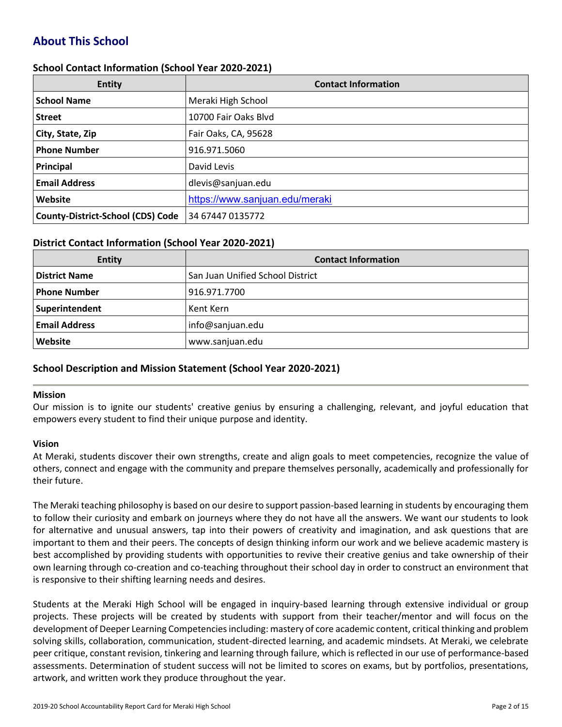# About This School

### School Contact Information (School Year 2020-2021)

| Entity | Contact Information |
| --- | --- |
| **School Name** | Meraki High School |
| **Street** | 10700 Fair Oaks Blvd |
| **City, State, Zip** | Fair Oaks, CA, 95628 |
| **Phone Number** | 916.971.5060 |
| **Principal** | David Levis |
| **Email Address** | dlevis@sanjuan.edu |
| **Website** | https://www.sanjuan.edu/meraki |
| **County-District-School (CDS) Code** | 34 67447 0135772 |

### District Contact Information (School Year 2020-2021)

| Entity | Contact Information |
| --- | --- |
| **District Name** | San Juan Unified School District |
| **Phone Number** | 916.971.7700 |
| **Superintendent** | Kent Kern |
| **Email Address** | info@sanjuan.edu |
| **Website** | www.sanjuan.edu |

### School Description and Mission Statement (School Year 2020-2021)

**Mission**
Our mission is to ignite our students' creative genius by ensuring a challenging, relevant, and joyful education that empowers every student to find their unique purpose and identity.

**Vision**
At Meraki, students discover their own strengths, create and align goals to meet competencies, recognize the value of others, connect and engage with the community and prepare themselves personally, academically and professionally for their future.

The Meraki teaching philosophy is based on our desire to support passion-based learning in students by encouraging them to follow their curiosity and embark on journeys where they do not have all the answers. We want our students to look for alternative and unusual answers, tap into their powers of creativity and imagination, and ask questions that are important to them and their peers. The concepts of design thinking inform our work and we believe academic mastery is best accomplished by providing students with opportunities to revive their creative genius and take ownership of their own learning through co-creation and co-teaching throughout their school day in order to construct an environment that is responsive to their shifting learning needs and desires.

Students at the Meraki High School will be engaged in inquiry-based learning through extensive individual or group projects. These projects will be created by students with support from their teacher/mentor and will focus on the development of Deeper Learning Competencies including: mastery of core academic content, critical thinking and problem solving skills, collaboration, communication, student-directed learning, and academic mindsets. At Meraki, we celebrate peer critique, constant revision, tinkering and learning through failure, which is reflected in our use of performance-based assessments. Determination of student success will not be limited to scores on exams, but by portfolios, presentations, artwork, and written work they produce throughout the year.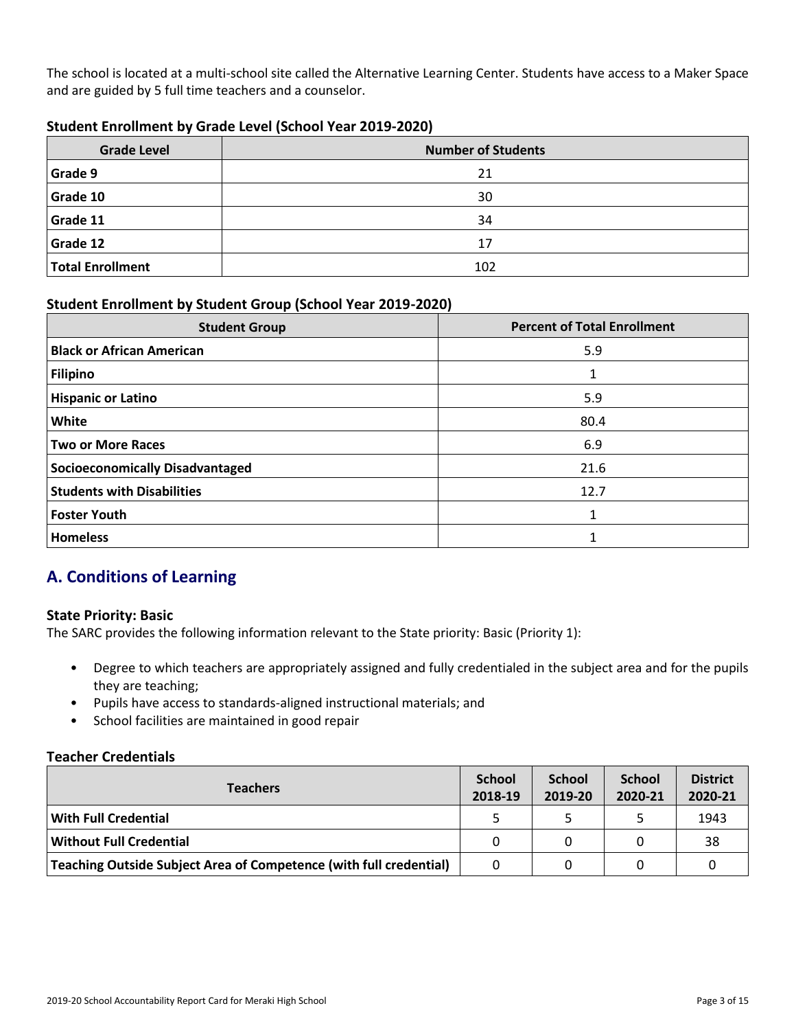The school is located at a multi-school site called the Alternative Learning Center. Students have access to a Maker Space and are guided by 5 full time teachers and a counselor.

### Student Enrollment by Grade Level (School Year 2019-2020)

| Grade Level | Number of Students |
|---|---|
| **Grade 9** | 21 |
| **Grade 10** | 30 |
| **Grade 11** | 34 |
| **Grade 12** | 17 |
| **Total Enrollment** | 102 |

### Student Enrollment by Student Group (School Year 2019-2020)

| Student Group | Percent of Total Enrollment |
|---|---|
| **Black or African American** | 5.9 |
| **Filipino** | 1 |
| **Hispanic or Latino** | 5.9 |
| **White** | 80.4 |
| **Two or More Races** | 6.9 |
| **Socioeconomically Disadvantaged** | 21.6 |
| **Students with Disabilities** | 12.7 |
| **Foster Youth** | 1 |
| **Homeless** | 1 |

## A. Conditions of Learning

### State Priority: Basic

The SARC provides the following information relevant to the State priority: Basic (Priority 1):

- Degree to which teachers are appropriately assigned and fully credentialed in the subject area and for the pupils they are teaching;
- Pupils have access to standards-aligned instructional materials; and
- School facilities are maintained in good repair

### Teacher Credentials

| Teachers | School 2018-19 | School 2019-20 | School 2020-21 | District 2020-21 |
|---|---|---|---|---|
| **With Full Credential** | 5 | 5 | 5 | 1943 |
| **Without Full Credential** | 0 | 0 | 0 | 38 |
| **Teaching Outside Subject Area of Competence (with full credential)** | 0 | 0 | 0 | 0 |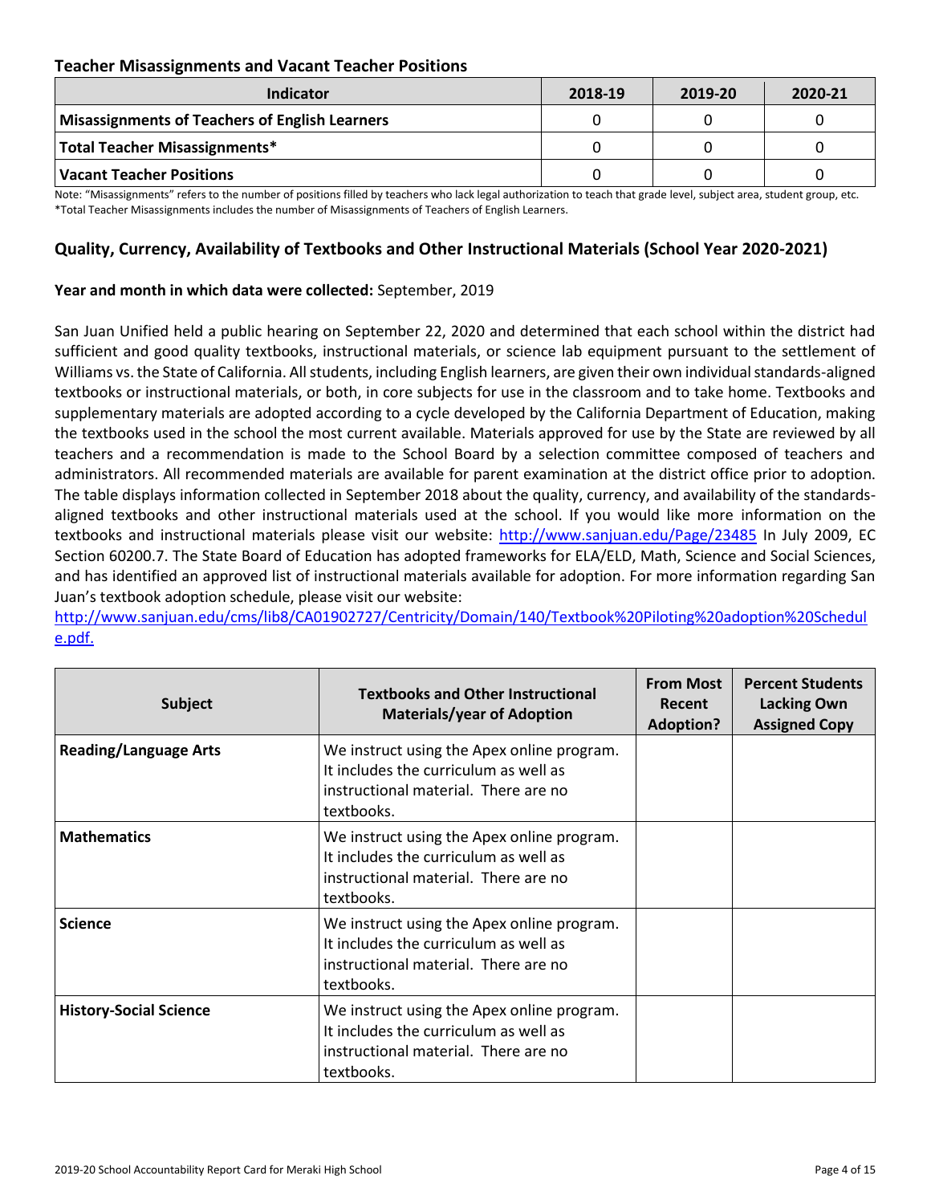### Teacher Misassignments and Vacant Teacher Positions

| Indicator | 2018-19 | 2019-20 | 2020-21 |
|---|---|---|---|
| **Misassignments of Teachers of English Learners** | 0 | 0 | 0 |
| **Total Teacher Misassignments*** | 0 | 0 | 0 |
| **Vacant Teacher Positions** | 0 | 0 | 0 |

Note: "Misassignments" refers to the number of positions filled by teachers who lack legal authorization to teach that grade level, subject area, student group, etc.
*Total Teacher Misassignments includes the number of Misassignments of Teachers of English Learners.

### Quality, Currency, Availability of Textbooks and Other Instructional Materials (School Year 2020-2021)

**Year and month in which data were collected:** September, 2019

San Juan Unified held a public hearing on September 22, 2020 and determined that each school within the district had sufficient and good quality textbooks, instructional materials, or science lab equipment pursuant to the settlement of Williams vs. the State of California. All students, including English learners, are given their own individual standards-aligned textbooks or instructional materials, or both, in core subjects for use in the classroom and to take home. Textbooks and supplementary materials are adopted according to a cycle developed by the California Department of Education, making the textbooks used in the school the most current available. Materials approved for use by the State are reviewed by all teachers and a recommendation is made to the School Board by a selection committee composed of teachers and administrators. All recommended materials are available for parent examination at the district office prior to adoption. The table displays information collected in September 2018 about the quality, currency, and availability of the standards-aligned textbooks and other instructional materials used at the school. If you would like more information on the textbooks and instructional materials please visit our website: http://www.sanjuan.edu/Page/23485 In July 2009, EC Section 60200.7. The State Board of Education has adopted frameworks for ELA/ELD, Math, Science and Social Sciences, and has identified an approved list of instructional materials available for adoption. For more information regarding San Juan's textbook adoption schedule, please visit our website:
http://www.sanjuan.edu/cms/lib8/CA01902727/Centricity/Domain/140/Textbook%20Piloting%20adoption%20Schedule.pdf.

| Subject | Textbooks and Other Instructional Materials/year of Adoption | From Most Recent Adoption? | Percent Students Lacking Own Assigned Copy |
|---|---|---|---|
| **Reading/Language Arts** | We instruct using the Apex online program. It includes the curriculum as well as instructional material. There are no textbooks. | | |
| **Mathematics** | We instruct using the Apex online program. It includes the curriculum as well as instructional material. There are no textbooks. | | |
| **Science** | We instruct using the Apex online program. It includes the curriculum as well as instructional material. There are no textbooks. | | |
| **History-Social Science** | We instruct using the Apex online program. It includes the curriculum as well as instructional material. There are no textbooks. | | |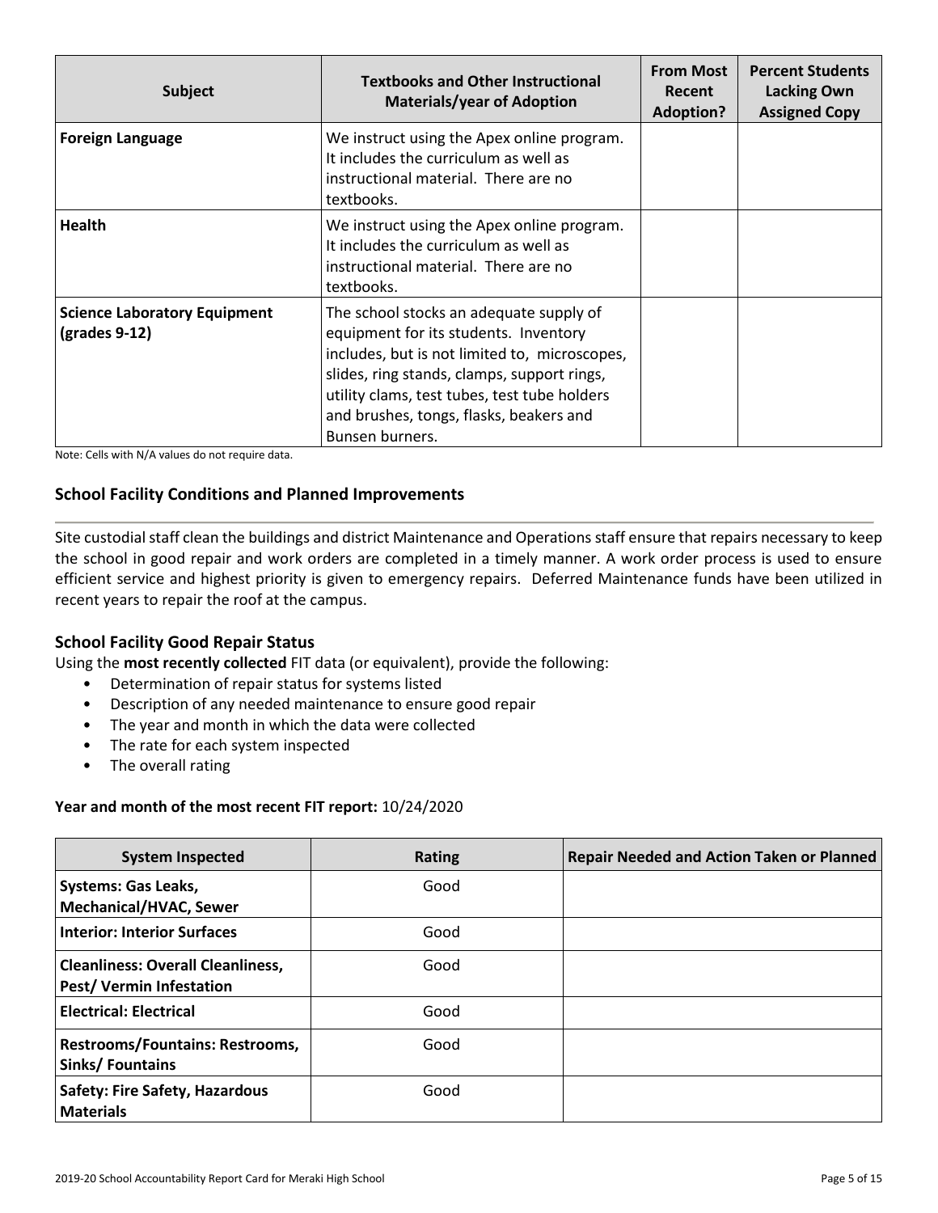| Subject | Textbooks and Other Instructional Materials/year of Adoption | From Most Recent Adoption? | Percent Students Lacking Own Assigned Copy |
|---|---|---|---|
| **Foreign Language** | We instruct using the Apex online program. It includes the curriculum as well as instructional material. There are no textbooks. | | |
| **Health** | We instruct using the Apex online program. It includes the curriculum as well as instructional material. There are no textbooks. | | |
| **Science Laboratory Equipment (grades 9-12)** | The school stocks an adequate supply of equipment for its students. Inventory includes, but is not limited to, microscopes, slides, ring stands, clamps, support rings, utility clams, test tubes, test tube holders and brushes, tongs, flasks, beakers and Bunsen burners. | | |

Note: Cells with N/A values do not require data.

## School Facility Conditions and Planned Improvements

Site custodial staff clean the buildings and district Maintenance and Operations staff ensure that repairs necessary to keep the school in good repair and work orders are completed in a timely manner. A work order process is used to ensure efficient service and highest priority is given to emergency repairs. Deferred Maintenance funds have been utilized in recent years to repair the roof at the campus.

## School Facility Good Repair Status

Using the **most recently collected** FIT data (or equivalent), provide the following:

- Determination of repair status for systems listed
- Description of any needed maintenance to ensure good repair
- The year and month in which the data were collected
- The rate for each system inspected
- The overall rating

**Year and month of the most recent FIT report:** 10/24/2020

| System Inspected | Rating | Repair Needed and Action Taken or Planned |
|---|---|---|
| **Systems: Gas Leaks, Mechanical/HVAC, Sewer** | Good | |
| **Interior: Interior Surfaces** | Good | |
| **Cleanliness: Overall Cleanliness, Pest/ Vermin Infestation** | Good | |
| **Electrical: Electrical** | Good | |
| **Restrooms/Fountains: Restrooms, Sinks/ Fountains** | Good | |
| **Safety: Fire Safety, Hazardous Materials** | Good | |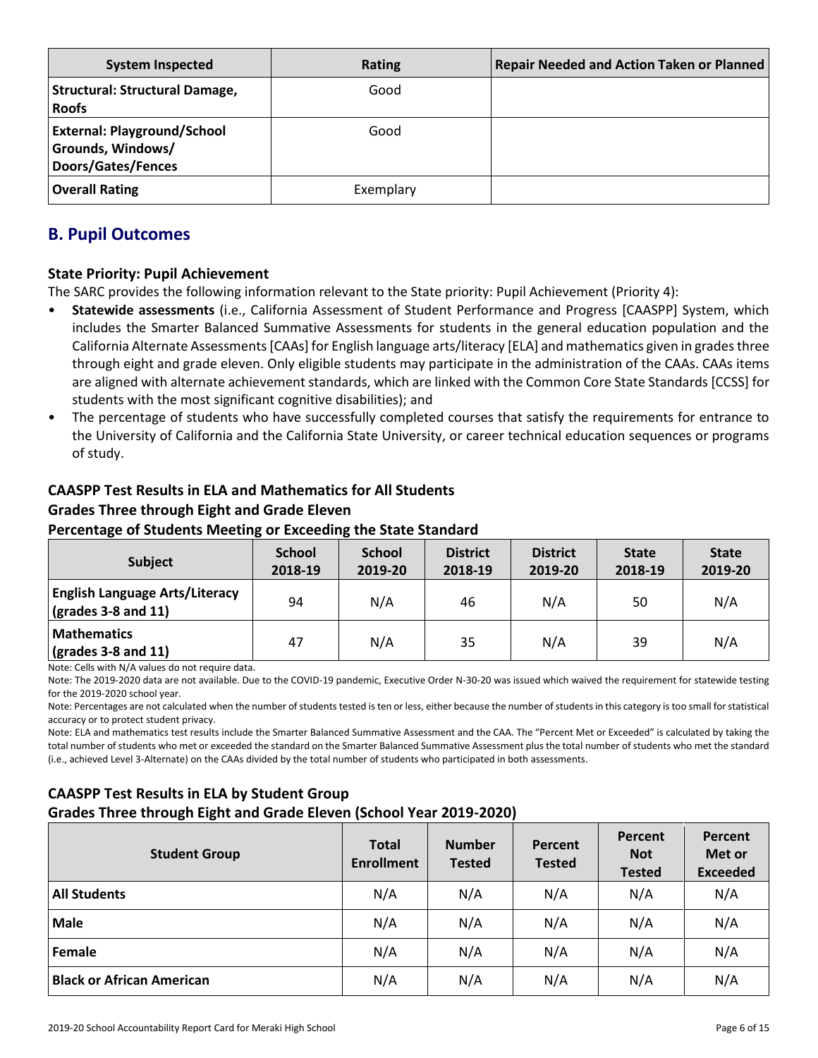| System Inspected | Rating | Repair Needed and Action Taken or Planned |
|---|---|---|
| **Structural: Structural Damage, Roofs** | Good | |
| **External: Playground/School Grounds, Windows/ Doors/Gates/Fences** | Good | |
| **Overall Rating** | Exemplary | |

## B. Pupil Outcomes

### State Priority: Pupil Achievement

The SARC provides the following information relevant to the State priority: Pupil Achievement (Priority 4):

- **Statewide assessments** (i.e., California Assessment of Student Performance and Progress [CAASPP] System, which includes the Smarter Balanced Summative Assessments for students in the general education population and the California Alternate Assessments [CAAs] for English language arts/literacy [ELA] and mathematics given in grades three through eight and grade eleven. Only eligible students may participate in the administration of the CAAs. CAAs items are aligned with alternate achievement standards, which are linked with the Common Core State Standards [CCSS] for students with the most significant cognitive disabilities); and
- The percentage of students who have successfully completed courses that satisfy the requirements for entrance to the University of California and the California State University, or career technical education sequences or programs of study.

### CAASPP Test Results in ELA and Mathematics for All Students
### Grades Three through Eight and Grade Eleven
### Percentage of Students Meeting or Exceeding the State Standard

| Subject | School 2018-19 | School 2019-20 | District 2018-19 | District 2019-20 | State 2018-19 | State 2019-20 |
|---|---|---|---|---|---|---|
| **English Language Arts/Literacy (grades 3-8 and 11)** | 94 | N/A | 46 | N/A | 50 | N/A |
| **Mathematics (grades 3-8 and 11)** | 47 | N/A | 35 | N/A | 39 | N/A |

Note: Cells with N/A values do not require data.

Note: The 2019-2020 data are not available. Due to the COVID-19 pandemic, Executive Order N-30-20 was issued which waived the requirement for statewide testing for the 2019-2020 school year.

Note: Percentages are not calculated when the number of students tested is ten or less, either because the number of students in this category is too small for statistical accuracy or to protect student privacy.

Note: ELA and mathematics test results include the Smarter Balanced Summative Assessment and the CAA. The "Percent Met or Exceeded" is calculated by taking the total number of students who met or exceeded the standard on the Smarter Balanced Summative Assessment plus the total number of students who met the standard (i.e., achieved Level 3-Alternate) on the CAAs divided by the total number of students who participated in both assessments.

### CAASPP Test Results in ELA by Student Group
### Grades Three through Eight and Grade Eleven (School Year 2019-2020)

| Student Group | Total Enrollment | Number Tested | Percent Tested | Percent Not Tested | Percent Met or Exceeded |
|---|---|---|---|---|---|
| **All Students** | N/A | N/A | N/A | N/A | N/A |
| **Male** | N/A | N/A | N/A | N/A | N/A |
| **Female** | N/A | N/A | N/A | N/A | N/A |
| **Black or African American** | N/A | N/A | N/A | N/A | N/A |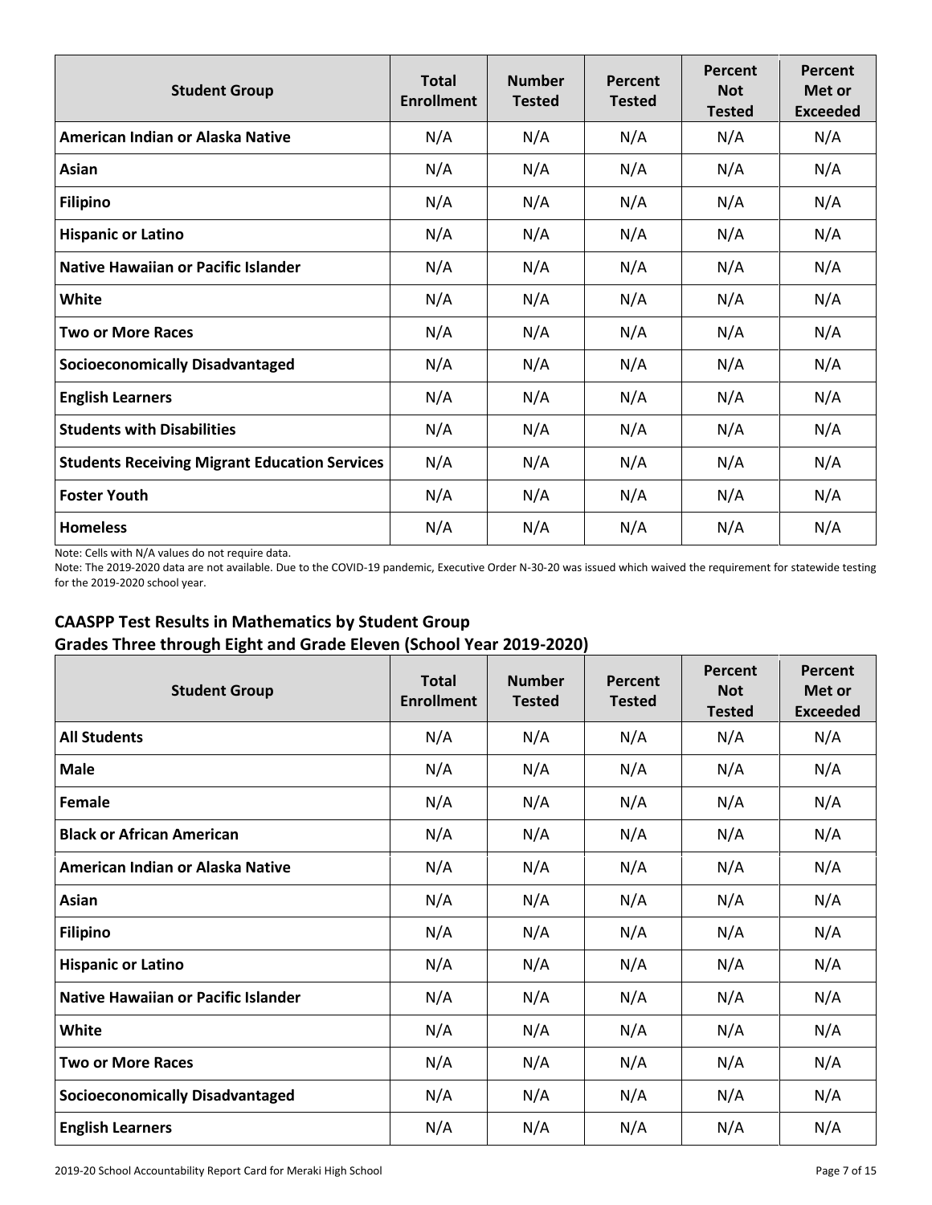| Student Group | Total Enrollment | Number Tested | Percent Tested | Percent Not Tested | Percent Met or Exceeded |
|---|---|---|---|---|---|
| American Indian or Alaska Native | N/A | N/A | N/A | N/A | N/A |
| Asian | N/A | N/A | N/A | N/A | N/A |
| Filipino | N/A | N/A | N/A | N/A | N/A |
| Hispanic or Latino | N/A | N/A | N/A | N/A | N/A |
| Native Hawaiian or Pacific Islander | N/A | N/A | N/A | N/A | N/A |
| White | N/A | N/A | N/A | N/A | N/A |
| Two or More Races | N/A | N/A | N/A | N/A | N/A |
| Socioeconomically Disadvantaged | N/A | N/A | N/A | N/A | N/A |
| English Learners | N/A | N/A | N/A | N/A | N/A |
| Students with Disabilities | N/A | N/A | N/A | N/A | N/A |
| Students Receiving Migrant Education Services | N/A | N/A | N/A | N/A | N/A |
| Foster Youth | N/A | N/A | N/A | N/A | N/A |
| Homeless | N/A | N/A | N/A | N/A | N/A |

Note: Cells with N/A values do not require data.

Note: The 2019-2020 data are not available. Due to the COVID-19 pandemic, Executive Order N-30-20 was issued which waived the requirement for statewide testing for the 2019-2020 school year.

### CAASPP Test Results in Mathematics by Student Group
### Grades Three through Eight and Grade Eleven (School Year 2019-2020)

| Student Group | Total Enrollment | Number Tested | Percent Tested | Percent Not Tested | Percent Met or Exceeded |
|---|---|---|---|---|---|
| All Students | N/A | N/A | N/A | N/A | N/A |
| Male | N/A | N/A | N/A | N/A | N/A |
| Female | N/A | N/A | N/A | N/A | N/A |
| Black or African American | N/A | N/A | N/A | N/A | N/A |
| American Indian or Alaska Native | N/A | N/A | N/A | N/A | N/A |
| Asian | N/A | N/A | N/A | N/A | N/A |
| Filipino | N/A | N/A | N/A | N/A | N/A |
| Hispanic or Latino | N/A | N/A | N/A | N/A | N/A |
| Native Hawaiian or Pacific Islander | N/A | N/A | N/A | N/A | N/A |
| White | N/A | N/A | N/A | N/A | N/A |
| Two or More Races | N/A | N/A | N/A | N/A | N/A |
| Socioeconomically Disadvantaged | N/A | N/A | N/A | N/A | N/A |
| English Learners | N/A | N/A | N/A | N/A | N/A |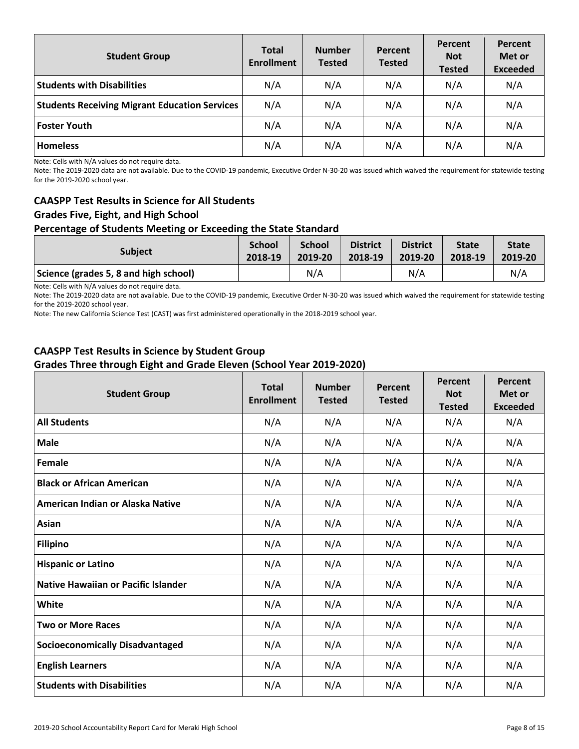| Student Group | Total Enrollment | Number Tested | Percent Tested | Percent Not Tested | Percent Met or Exceeded |
|---|---|---|---|---|---|
| **Students with Disabilities** | N/A | N/A | N/A | N/A | N/A |
| **Students Receiving Migrant Education Services** | N/A | N/A | N/A | N/A | N/A |
| **Foster Youth** | N/A | N/A | N/A | N/A | N/A |
| **Homeless** | N/A | N/A | N/A | N/A | N/A |

Note: Cells with N/A values do not require data.

Note: The 2019-2020 data are not available. Due to the COVID-19 pandemic, Executive Order N-30-20 was issued which waived the requirement for statewide testing for the 2019-2020 school year.

### CAASPP Test Results in Science for All Students
### Grades Five, Eight, and High School
### Percentage of Students Meeting or Exceeding the State Standard

| Subject | School 2018-19 | School 2019-20 | District 2018-19 | District 2019-20 | State 2018-19 | State 2019-20 |
|---|---|---|---|---|---|---|
| **Science (grades 5, 8 and high school)** | | N/A | | N/A | | N/A |

Note: Cells with N/A values do not require data.

Note: The 2019-2020 data are not available. Due to the COVID-19 pandemic, Executive Order N-30-20 was issued which waived the requirement for statewide testing for the 2019-2020 school year.

Note: The new California Science Test (CAST) was first administered operationally in the 2018-2019 school year.

### CAASPP Test Results in Science by Student Group
### Grades Three through Eight and Grade Eleven (School Year 2019-2020)

| Student Group | Total Enrollment | Number Tested | Percent Tested | Percent Not Tested | Percent Met or Exceeded |
|---|---|---|---|---|---|
| **All Students** | N/A | N/A | N/A | N/A | N/A |
| **Male** | N/A | N/A | N/A | N/A | N/A |
| **Female** | N/A | N/A | N/A | N/A | N/A |
| **Black or African American** | N/A | N/A | N/A | N/A | N/A |
| **American Indian or Alaska Native** | N/A | N/A | N/A | N/A | N/A |
| **Asian** | N/A | N/A | N/A | N/A | N/A |
| **Filipino** | N/A | N/A | N/A | N/A | N/A |
| **Hispanic or Latino** | N/A | N/A | N/A | N/A | N/A |
| **Native Hawaiian or Pacific Islander** | N/A | N/A | N/A | N/A | N/A |
| **White** | N/A | N/A | N/A | N/A | N/A |
| **Two or More Races** | N/A | N/A | N/A | N/A | N/A |
| **Socioeconomically Disadvantaged** | N/A | N/A | N/A | N/A | N/A |
| **English Learners** | N/A | N/A | N/A | N/A | N/A |
| **Students with Disabilities** | N/A | N/A | N/A | N/A | N/A |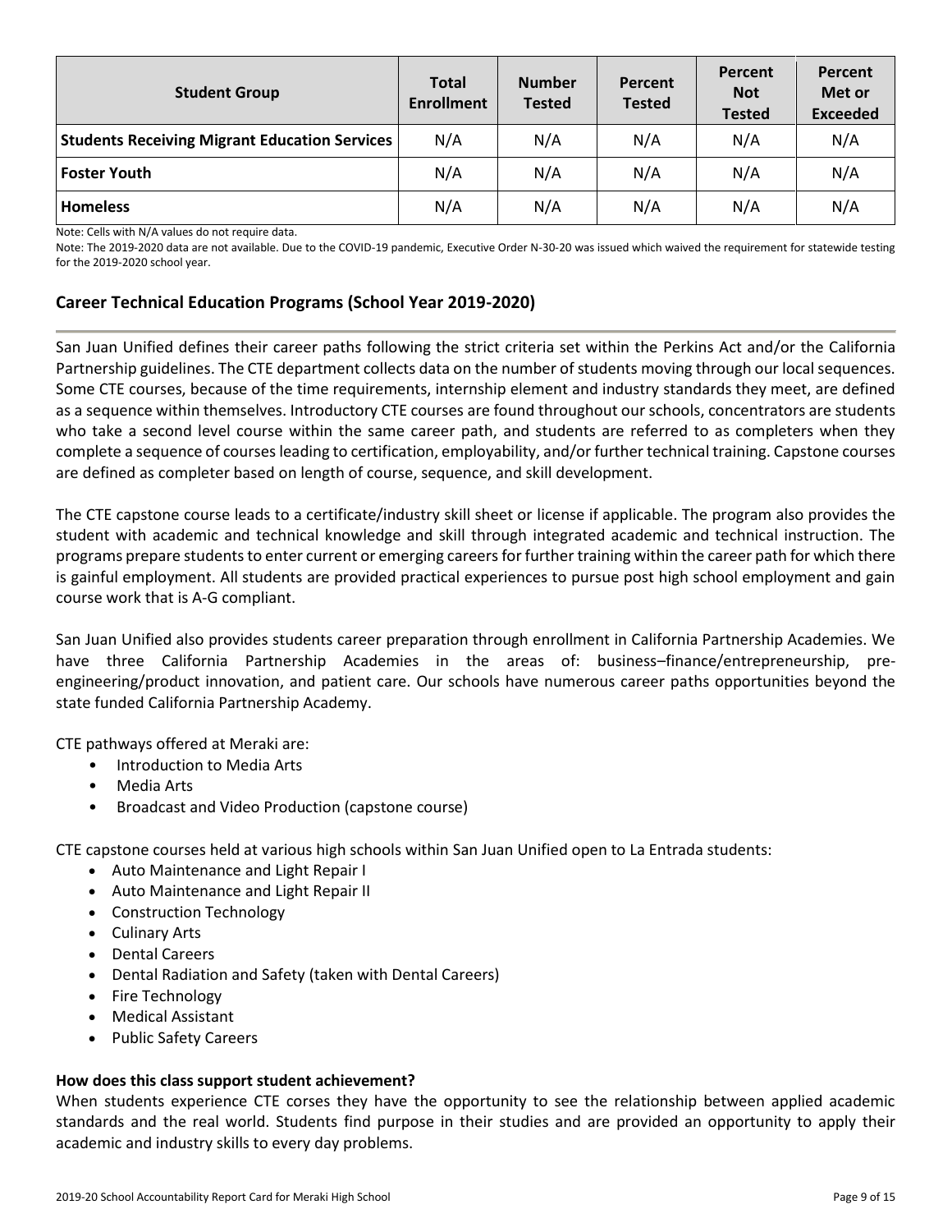| Student Group | Total Enrollment | Number Tested | Percent Tested | Percent Not Tested | Percent Met or Exceeded |
|---|---|---|---|---|---|
| **Students Receiving Migrant Education Services** | N/A | N/A | N/A | N/A | N/A |
| **Foster Youth** | N/A | N/A | N/A | N/A | N/A |
| **Homeless** | N/A | N/A | N/A | N/A | N/A |

Note: Cells with N/A values do not require data.

Note: The 2019-2020 data are not available. Due to the COVID-19 pandemic, Executive Order N-30-20 was issued which waived the requirement for statewide testing for the 2019-2020 school year.

## Career Technical Education Programs (School Year 2019-2020)

San Juan Unified defines their career paths following the strict criteria set within the Perkins Act and/or the California Partnership guidelines. The CTE department collects data on the number of students moving through our local sequences. Some CTE courses, because of the time requirements, internship element and industry standards they meet, are defined as a sequence within themselves. Introductory CTE courses are found throughout our schools, concentrators are students who take a second level course within the same career path, and students are referred to as completers when they complete a sequence of courses leading to certification, employability, and/or further technical training. Capstone courses are defined as completer based on length of course, sequence, and skill development.

The CTE capstone course leads to a certificate/industry skill sheet or license if applicable. The program also provides the student with academic and technical knowledge and skill through integrated academic and technical instruction. The programs prepare students to enter current or emerging careers for further training within the career path for which there is gainful employment. All students are provided practical experiences to pursue post high school employment and gain course work that is A-G compliant.

San Juan Unified also provides students career preparation through enrollment in California Partnership Academies. We have three California Partnership Academies in the areas of: business–finance/entrepreneurship, pre-engineering/product innovation, and patient care. Our schools have numerous career paths opportunities beyond the state funded California Partnership Academy.

CTE pathways offered at Meraki are:

- Introduction to Media Arts
- Media Arts
- Broadcast and Video Production (capstone course)

CTE capstone courses held at various high schools within San Juan Unified open to La Entrada students:

- Auto Maintenance and Light Repair I
- Auto Maintenance and Light Repair II
- Construction Technology
- Culinary Arts
- Dental Careers
- Dental Radiation and Safety (taken with Dental Careers)
- Fire Technology
- Medical Assistant
- Public Safety Careers

**How does this class support student achievement?**

When students experience CTE corses they have the opportunity to see the relationship between applied academic standards and the real world. Students find purpose in their studies and are provided an opportunity to apply their academic and industry skills to every day problems.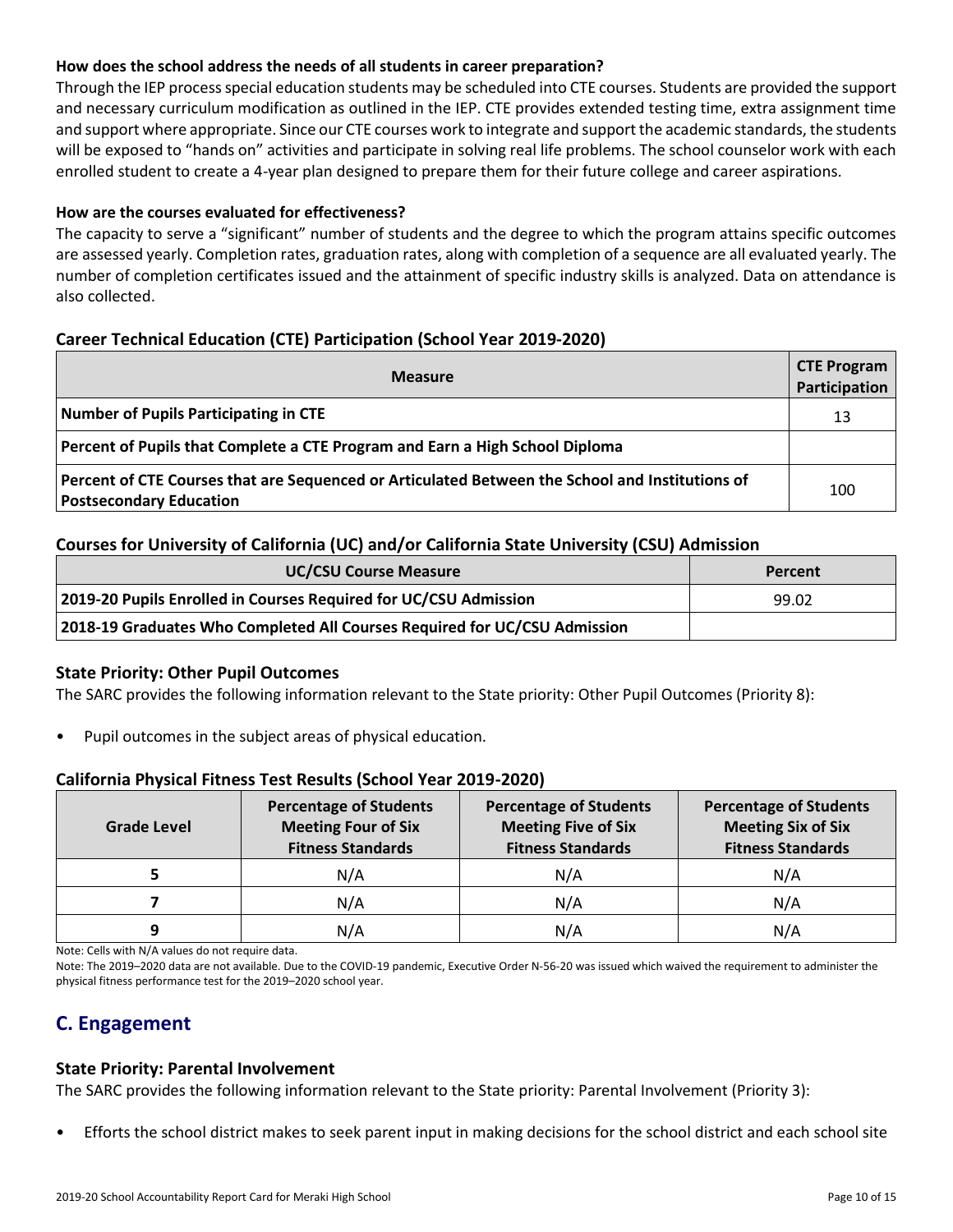**How does the school address the needs of all students in career preparation?**

Through the IEP process special education students may be scheduled into CTE courses. Students are provided the support and necessary curriculum modification as outlined in the IEP. CTE provides extended testing time, extra assignment time and support where appropriate. Since our CTE courses work to integrate and support the academic standards, the students will be exposed to "hands on" activities and participate in solving real life problems. The school counselor work with each enrolled student to create a 4-year plan designed to prepare them for their future college and career aspirations.

**How are the courses evaluated for effectiveness?**

The capacity to serve a "significant" number of students and the degree to which the program attains specific outcomes are assessed yearly. Completion rates, graduation rates, along with completion of a sequence are all evaluated yearly. The number of completion certificates issued and the attainment of specific industry skills is analyzed. Data on attendance is also collected.

### Career Technical Education (CTE) Participation (School Year 2019-2020)

| Measure | CTE Program Participation |
|---|---|
| Number of Pupils Participating in CTE | 13 |
| Percent of Pupils that Complete a CTE Program and Earn a High School Diploma | |
| Percent of CTE Courses that are Sequenced or Articulated Between the School and Institutions of Postsecondary Education | 100 |

### Courses for University of California (UC) and/or California State University (CSU) Admission

| UC/CSU Course Measure | Percent |
|---|---|
| 2019-20 Pupils Enrolled in Courses Required for UC/CSU Admission | 99.02 |
| 2018-19 Graduates Who Completed All Courses Required for UC/CSU Admission | |

### State Priority: Other Pupil Outcomes

The SARC provides the following information relevant to the State priority: Other Pupil Outcomes (Priority 8):

- Pupil outcomes in the subject areas of physical education.

### California Physical Fitness Test Results (School Year 2019-2020)

| Grade Level | Percentage of Students Meeting Four of Six Fitness Standards | Percentage of Students Meeting Five of Six Fitness Standards | Percentage of Students Meeting Six of Six Fitness Standards |
|---|---|---|---|
| 5 | N/A | N/A | N/A |
| 7 | N/A | N/A | N/A |
| 9 | N/A | N/A | N/A |

Note: Cells with N/A values do not require data.

Note: The 2019–2020 data are not available. Due to the COVID-19 pandemic, Executive Order N-56-20 was issued which waived the requirement to administer the physical fitness performance test for the 2019–2020 school year.

## C. Engagement

### State Priority: Parental Involvement

The SARC provides the following information relevant to the State priority: Parental Involvement (Priority 3):

- Efforts the school district makes to seek parent input in making decisions for the school district and each school site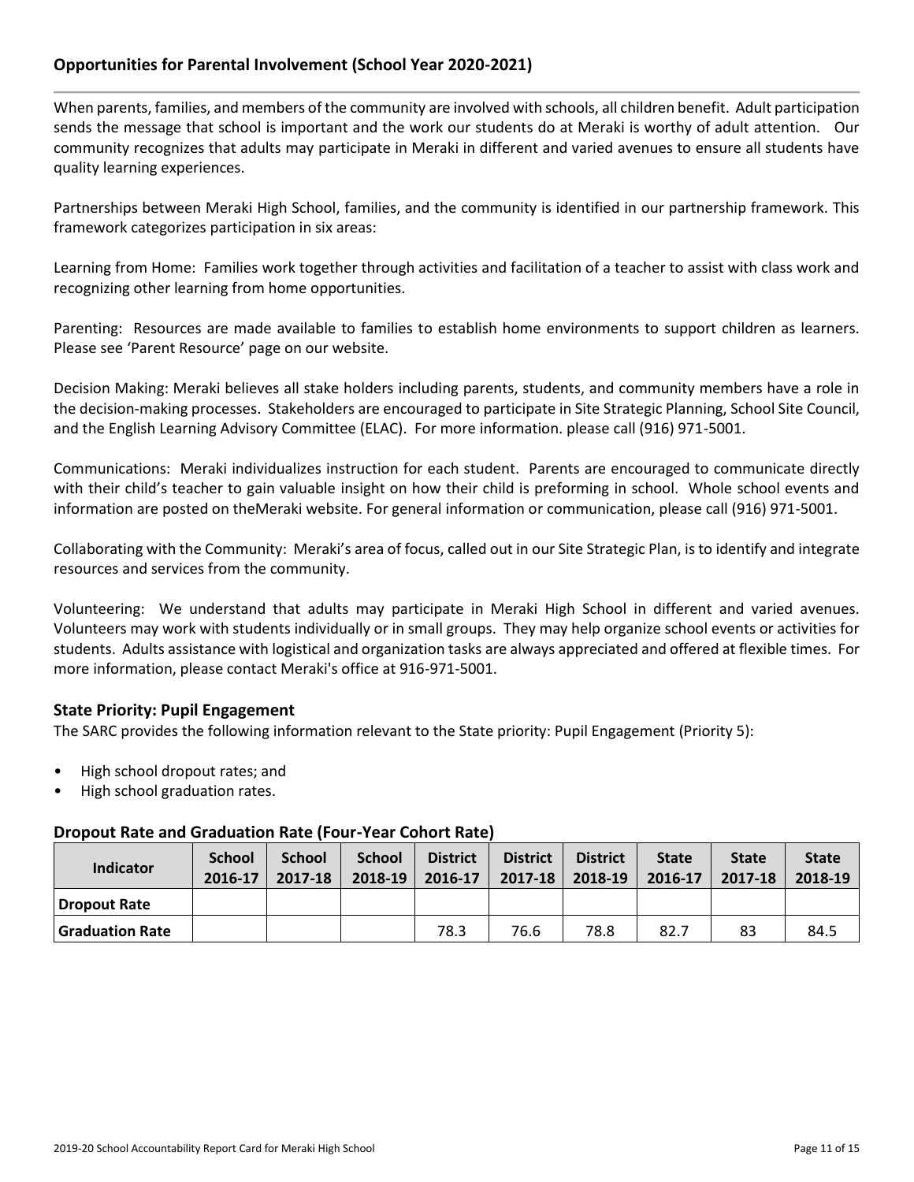## Opportunities for Parental Involvement (School Year 2020-2021)

When parents, families, and members of the community are involved with schools, all children benefit. Adult participation sends the message that school is important and the work our students do at Meraki is worthy of adult attention. Our community recognizes that adults may participate in Meraki in different and varied avenues to ensure all students have quality learning experiences.

Partnerships between Meraki High School, families, and the community is identified in our partnership framework. This framework categorizes participation in six areas:

Learning from Home: Families work together through activities and facilitation of a teacher to assist with class work and recognizing other learning from home opportunities.

Parenting: Resources are made available to families to establish home environments to support children as learners. Please see 'Parent Resource' page on our website.

Decision Making: Meraki believes all stake holders including parents, students, and community members have a role in the decision-making processes. Stakeholders are encouraged to participate in Site Strategic Planning, School Site Council, and the English Learning Advisory Committee (ELAC). For more information. please call (916) 971-5001.

Communications: Meraki individualizes instruction for each student. Parents are encouraged to communicate directly with their child's teacher to gain valuable insight on how their child is preforming in school. Whole school events and information are posted on theMeraki website. For general information or communication, please call (916) 971-5001.

Collaborating with the Community: Meraki's area of focus, called out in our Site Strategic Plan, is to identify and integrate resources and services from the community.

Volunteering: We understand that adults may participate in Meraki High School in different and varied avenues. Volunteers may work with students individually or in small groups. They may help organize school events or activities for students. Adults assistance with logistical and organization tasks are always appreciated and offered at flexible times. For more information, please contact Meraki's office at 916-971-5001.

### State Priority: Pupil Engagement

The SARC provides the following information relevant to the State priority: Pupil Engagement (Priority 5):

- High school dropout rates; and
- High school graduation rates.

### Dropout Rate and Graduation Rate (Four-Year Cohort Rate)

| Indicator | School 2016-17 | School 2017-18 | School 2018-19 | District 2016-17 | District 2017-18 | District 2018-19 | State 2016-17 | State 2017-18 | State 2018-19 |
|---|---|---|---|---|---|---|---|---|---|
| Dropout Rate | | | | | | | | | |
| Graduation Rate | | | | 78.3 | 76.6 | 78.8 | 82.7 | 83 | 84.5 |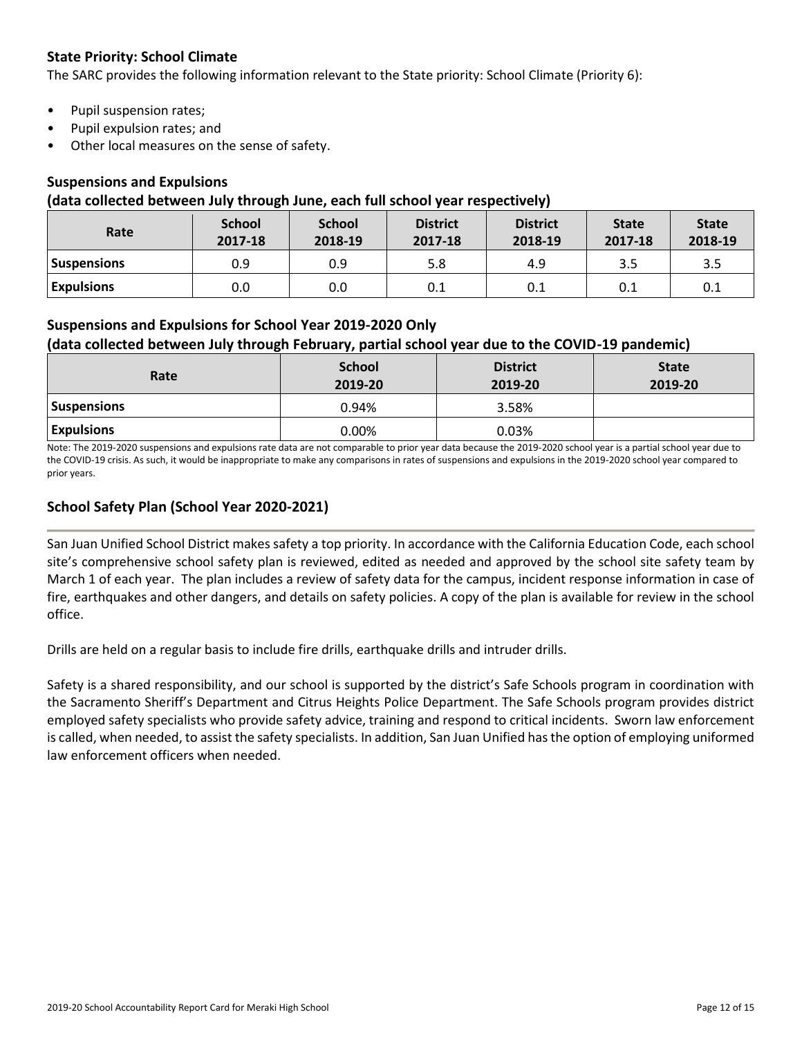## State Priority: School Climate

The SARC provides the following information relevant to the State priority: School Climate (Priority 6):

- Pupil suspension rates;
- Pupil expulsion rates; and
- Other local measures on the sense of safety.

### Suspensions and Expulsions
### (data collected between July through June, each full school year respectively)

| Rate | School 2017-18 | School 2018-19 | District 2017-18 | District 2018-19 | State 2017-18 | State 2018-19 |
| --- | --- | --- | --- | --- | --- | --- |
| **Suspensions** | 0.9 | 0.9 | 5.8 | 4.9 | 3.5 | 3.5 |
| **Expulsions** | 0.0 | 0.0 | 0.1 | 0.1 | 0.1 | 0.1 |

### Suspensions and Expulsions for School Year 2019-2020 Only
### (data collected between July through February, partial school year due to the COVID-19 pandemic)

| Rate | School 2019-20 | District 2019-20 | State 2019-20 |
| --- | --- | --- | --- |
| **Suspensions** | 0.94% | 3.58% | |
| **Expulsions** | 0.00% | 0.03% | |

Note: The 2019-2020 suspensions and expulsions rate data are not comparable to prior year data because the 2019-2020 school year is a partial school year due to the COVID-19 crisis. As such, it would be inappropriate to make any comparisons in rates of suspensions and expulsions in the 2019-2020 school year compared to prior years.

## School Safety Plan (School Year 2020-2021)

San Juan Unified School District makes safety a top priority. In accordance with the California Education Code, each school site's comprehensive school safety plan is reviewed, edited as needed and approved by the school site safety team by March 1 of each year. The plan includes a review of safety data for the campus, incident response information in case of fire, earthquakes and other dangers, and details on safety policies. A copy of the plan is available for review in the school office.

Drills are held on a regular basis to include fire drills, earthquake drills and intruder drills.

Safety is a shared responsibility, and our school is supported by the district's Safe Schools program in coordination with the Sacramento Sheriff's Department and Citrus Heights Police Department. The Safe Schools program provides district employed safety specialists who provide safety advice, training and respond to critical incidents. Sworn law enforcement is called, when needed, to assist the safety specialists. In addition, San Juan Unified has the option of employing uniformed law enforcement officers when needed.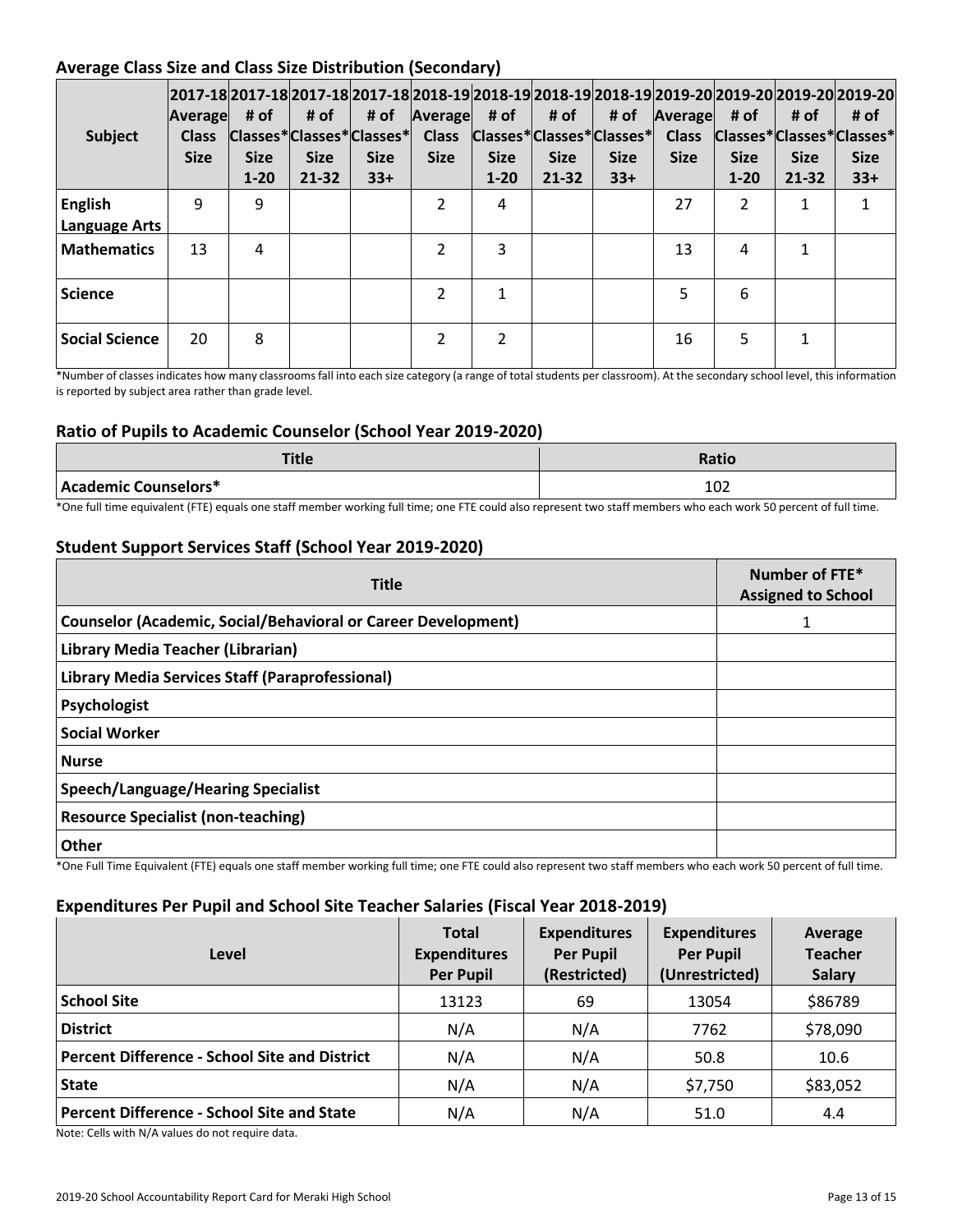## Average Class Size and Class Size Distribution (Secondary)

| Subject | 2017-18 Average Class Size | 2017-18 # of Classes* Size 1-20 | 2017-18 # of Classes* Size 21-32 | 2017-18 # of Classes* Size 33+ | 2018-19 Average Class Size | 2018-19 # of Classes* Size 1-20 | 2018-19 # of Classes* Size 21-32 | 2018-19 # of Classes* Size 33+ | 2019-20 Average Class Size | 2019-20 # of Classes* Size 1-20 | 2019-20 # of Classes* Size 21-32 | 2019-20 # of Classes* Size 33+ |
|---|---|---|---|---|---|---|---|---|---|---|---|---|
| English Language Arts | 9 | 9 | | | 2 | 4 | | | 27 | 2 | 1 | 1 |
| Mathematics | 13 | 4 | | | 2 | 3 | | | 13 | 4 | 1 | |
| Science | | | | | 2 | 1 | | | 5 | 6 | | |
| Social Science | 20 | 8 | | | 2 | 2 | | | 16 | 5 | 1 | |

*Number of classes indicates how many classrooms fall into each size category (a range of total students per classroom). At the secondary school level, this information is reported by subject area rather than grade level.

## Ratio of Pupils to Academic Counselor (School Year 2019-2020)

| Title | Ratio |
|---|---|
| Academic Counselors* | 102 |

*One full time equivalent (FTE) equals one staff member working full time; one FTE could also represent two staff members who each work 50 percent of full time.

## Student Support Services Staff (School Year 2019-2020)

| Title | Number of FTE* Assigned to School |
|---|---|
| Counselor (Academic, Social/Behavioral or Career Development) | 1 |
| Library Media Teacher (Librarian) | |
| Library Media Services Staff (Paraprofessional) | |
| Psychologist | |
| Social Worker | |
| Nurse | |
| Speech/Language/Hearing Specialist | |
| Resource Specialist (non-teaching) | |
| Other | |

*One Full Time Equivalent (FTE) equals one staff member working full time; one FTE could also represent two staff members who each work 50 percent of full time.

## Expenditures Per Pupil and School Site Teacher Salaries (Fiscal Year 2018-2019)

| Level | Total Expenditures Per Pupil | Expenditures Per Pupil (Restricted) | Expenditures Per Pupil (Unrestricted) | Average Teacher Salary |
|---|---|---|---|---|
| School Site | 13123 | 69 | 13054 | $86789 |
| District | N/A | N/A | 7762 | $78,090 |
| Percent Difference - School Site and District | N/A | N/A | 50.8 | 10.6 |
| State | N/A | N/A | $7,750 | $83,052 |
| Percent Difference - School Site and State | N/A | N/A | 51.0 | 4.4 |

Note: Cells with N/A values do not require data.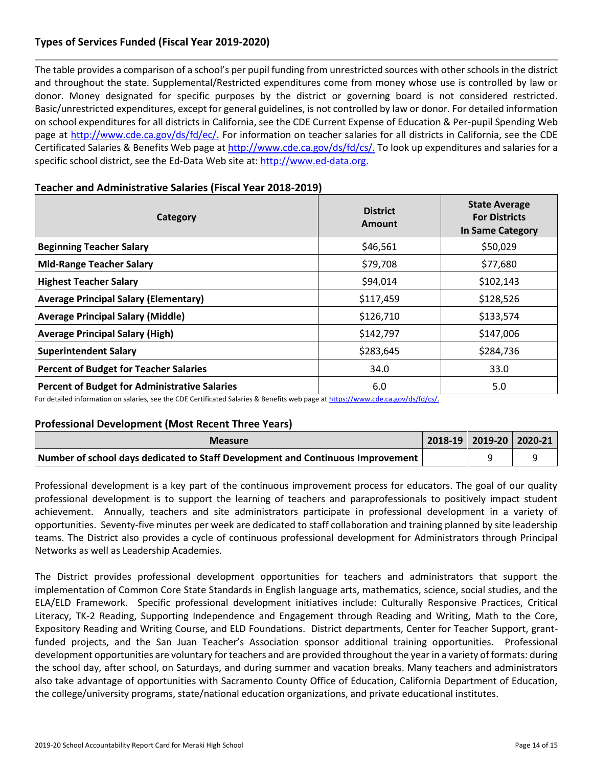## Types of Services Funded (Fiscal Year 2019-2020)

The table provides a comparison of a school's per pupil funding from unrestricted sources with other schools in the district and throughout the state. Supplemental/Restricted expenditures come from money whose use is controlled by law or donor. Money designated for specific purposes by the district or governing board is not considered restricted. Basic/unrestricted expenditures, except for general guidelines, is not controlled by law or donor. For detailed information on school expenditures for all districts in California, see the CDE Current Expense of Education & Per-pupil Spending Web page at http://www.cde.ca.gov/ds/fd/ec/. For information on teacher salaries for all districts in California, see the CDE Certificated Salaries & Benefits Web page at http://www.cde.ca.gov/ds/fd/cs/. To look up expenditures and salaries for a specific school district, see the Ed-Data Web site at: http://www.ed-data.org.

### Teacher and Administrative Salaries (Fiscal Year 2018-2019)

| Category | District Amount | State Average For Districts In Same Category |
|---|---|---|
| **Beginning Teacher Salary** | $46,561 | $50,029 |
| **Mid-Range Teacher Salary** | $79,708 | $77,680 |
| **Highest Teacher Salary** | $94,014 | $102,143 |
| **Average Principal Salary (Elementary)** | $117,459 | $128,526 |
| **Average Principal Salary (Middle)** | $126,710 | $133,574 |
| **Average Principal Salary (High)** | $142,797 | $147,006 |
| **Superintendent Salary** | $283,645 | $284,736 |
| **Percent of Budget for Teacher Salaries** | 34.0 | 33.0 |
| **Percent of Budget for Administrative Salaries** | 6.0 | 5.0 |

For detailed information on salaries, see the CDE Certificated Salaries & Benefits web page at https://www.cde.ca.gov/ds/fd/cs/.

### Professional Development (Most Recent Three Years)

| Measure | 2018-19 | 2019-20 | 2020-21 |
|---|---|---|---|
| **Number of school days dedicated to Staff Development and Continuous Improvement** | | 9 | 9 |

Professional development is a key part of the continuous improvement process for educators. The goal of our quality professional development is to support the learning of teachers and paraprofessionals to positively impact student achievement. Annually, teachers and site administrators participate in professional development in a variety of opportunities. Seventy-five minutes per week are dedicated to staff collaboration and training planned by site leadership teams. The District also provides a cycle of continuous professional development for Administrators through Principal Networks as well as Leadership Academies.

The District provides professional development opportunities for teachers and administrators that support the implementation of Common Core State Standards in English language arts, mathematics, science, social studies, and the ELA/ELD Framework. Specific professional development initiatives include: Culturally Responsive Practices, Critical Literacy, TK-2 Reading, Supporting Independence and Engagement through Reading and Writing, Math to the Core, Expository Reading and Writing Course, and ELD Foundations. District departments, Center for Teacher Support, grant-funded projects, and the San Juan Teacher's Association sponsor additional training opportunities. Professional development opportunities are voluntary for teachers and are provided throughout the year in a variety of formats: during the school day, after school, on Saturdays, and during summer and vacation breaks. Many teachers and administrators also take advantage of opportunities with Sacramento County Office of Education, California Department of Education, the college/university programs, state/national education organizations, and private educational institutes.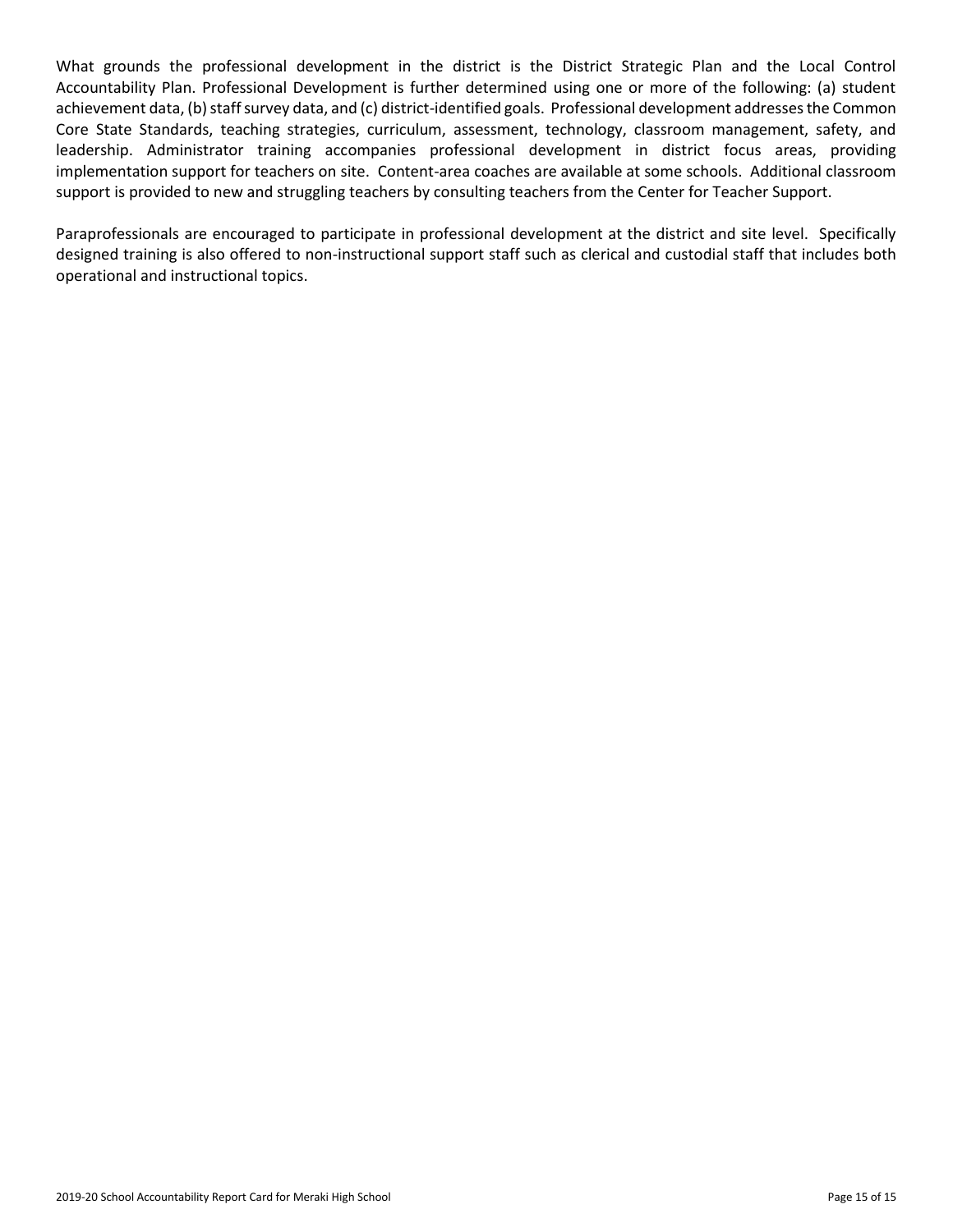What grounds the professional development in the district is the District Strategic Plan and the Local Control Accountability Plan. Professional Development is further determined using one or more of the following: (a) student achievement data, (b) staff survey data, and (c) district-identified goals. Professional development addresses the Common Core State Standards, teaching strategies, curriculum, assessment, technology, classroom management, safety, and leadership. Administrator training accompanies professional development in district focus areas, providing implementation support for teachers on site. Content-area coaches are available at some schools. Additional classroom support is provided to new and struggling teachers by consulting teachers from the Center for Teacher Support.

Paraprofessionals are encouraged to participate in professional development at the district and site level. Specifically designed training is also offered to non-instructional support staff such as clerical and custodial staff that includes both operational and instructional topics.